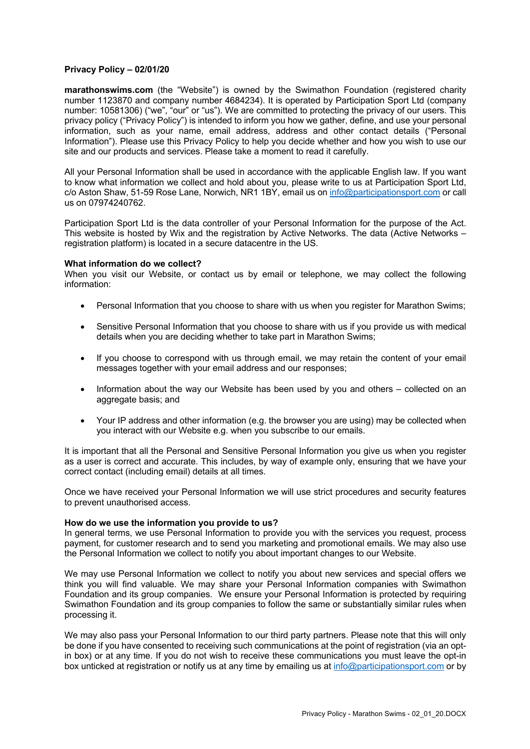**Privacy Policy – 02/01/20**

**marathonswims.com** (the "Website") is owned by the Swimathon Foundation (registered charity number 1123870 and company number 4684234). It is operated by Participation Sport Ltd (company number: 10581306) ("we", "our" or "us"). We are committed to protecting the privacy of our users. This privacy policy ("Privacy Policy") is intended to inform you how we gather, define, and use your personal information, such as your name, email address, address and other contact details ("Personal Information"). Please use this Privacy Policy to help you decide whether and how you wish to use our site and our products and services. Please take a moment to read it carefully.

All your Personal Information shall be used in accordance with the applicable English law. If you want to know what information we collect and hold about you, please write to us at Participation Sport Ltd, c/o Aston Shaw, 51-59 Rose Lane, Norwich, NR1 1BY, email us on info@participationsport.com or call us on 07974240762.

Participation Sport Ltd is the data controller of your Personal Information for the purpose of the Act. This website is hosted by Wix and the registration by Active Networks. The data (Active Networks – registration platform) is located in a secure datacentre in the US.

**What information do we collect?**
When you visit our Website, or contact us by email or telephone, we may collect the following information:

- Personal Information that you choose to share with us when you register for Marathon Swims;
- Sensitive Personal Information that you choose to share with us if you provide us with medical details when you are deciding whether to take part in Marathon Swims;
- If you choose to correspond with us through email, we may retain the content of your email messages together with your email address and our responses;
- Information about the way our Website has been used by you and others – collected on an aggregate basis; and
- Your IP address and other information (e.g. the browser you are using) may be collected when you interact with our Website e.g. when you subscribe to our emails.

It is important that all the Personal and Sensitive Personal Information you give us when you register as a user is correct and accurate. This includes, by way of example only, ensuring that we have your correct contact (including email) details at all times.

Once we have received your Personal Information we will use strict procedures and security features to prevent unauthorised access.

**How do we use the information you provide to us?**
In general terms, we use Personal Information to provide you with the services you request, process payment, for customer research and to send you marketing and promotional emails. We may also use the Personal Information we collect to notify you about important changes to our Website.

We may use Personal Information we collect to notify you about new services and special offers we think you will find valuable. We may share your Personal Information companies with Swimathon Foundation and its group companies. We ensure your Personal Information is protected by requiring Swimathon Foundation and its group companies to follow the same or substantially similar rules when processing it.

We may also pass your Personal Information to our third party partners. Please note that this will only be done if you have consented to receiving such communications at the point of registration (via an opt-in box) or at any time. If you do not wish to receive these communications you must leave the opt-in box unticked at registration or notify us at any time by emailing us at info@participationsport.com or by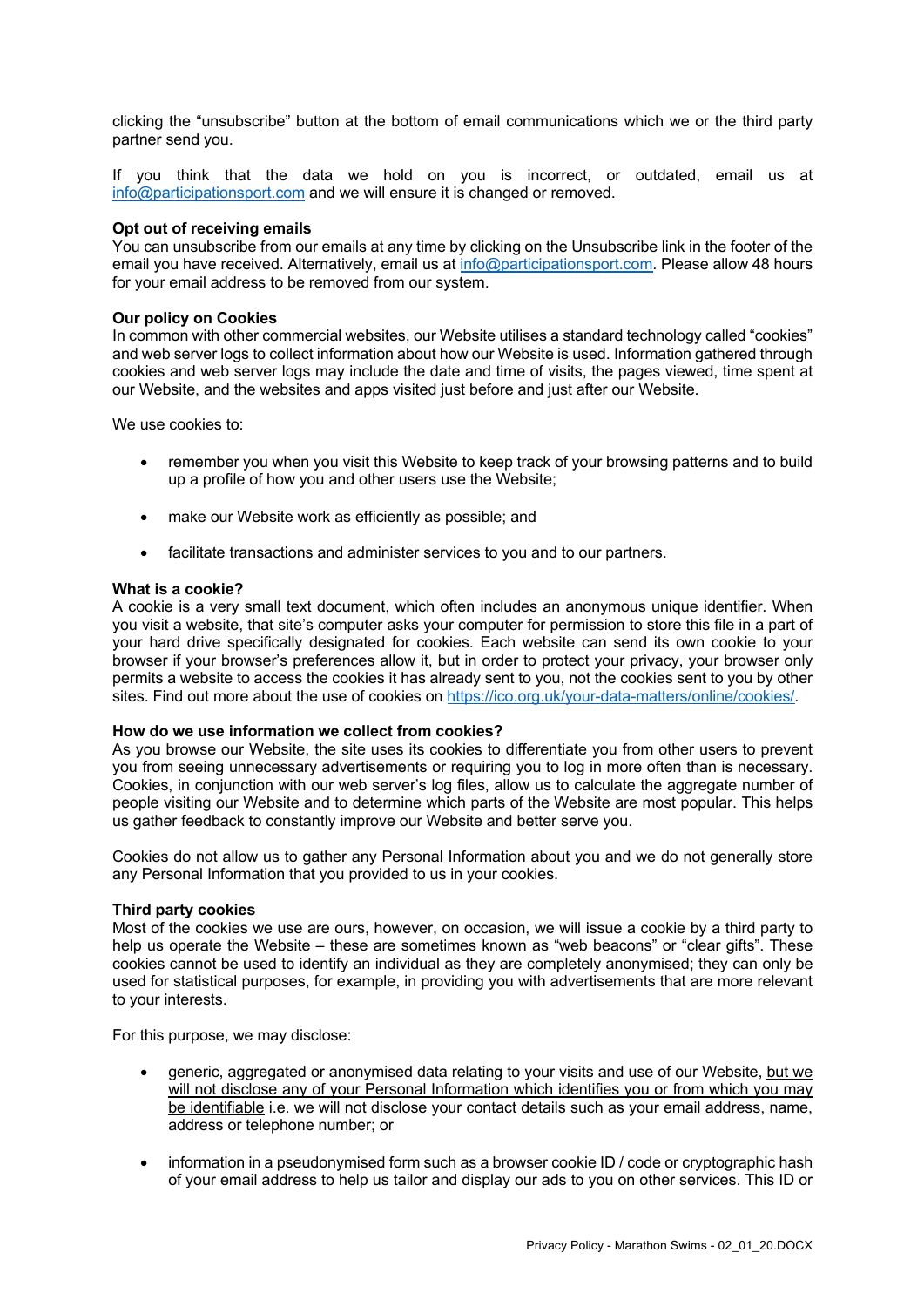clicking the “unsubscribe” button at the bottom of email communications which we or the third party partner send you.

If you think that the data we hold on you is incorrect, or outdated, email us at [info@participationsport.com](mailto:info@participationsport.com) and we will ensure it is changed or removed.

**Opt out of receiving emails**
You can unsubscribe from our emails at any time by clicking on the Unsubscribe link in the footer of the email you have received. Alternatively, email us at [info@participationsport.com](mailto:info@participationsport.com). Please allow 48 hours for your email address to be removed from our system.

**Our policy on Cookies**
In common with other commercial websites, our Website utilises a standard technology called “cookies” and web server logs to collect information about how our Website is used. Information gathered through cookies and web server logs may include the date and time of visits, the pages viewed, time spent at our Website, and the websites and apps visited just before and just after our Website.

We use cookies to:

- remember you when you visit this Website to keep track of your browsing patterns and to build up a profile of how you and other users use the Website;
- make our Website work as efficiently as possible; and
- facilitate transactions and administer services to you and to our partners.

**What is a cookie?**
A cookie is a very small text document, which often includes an anonymous unique identifier. When you visit a website, that site’s computer asks your computer for permission to store this file in a part of your hard drive specifically designated for cookies. Each website can send its own cookie to your browser if your browser’s preferences allow it, but in order to protect your privacy, your browser only permits a website to access the cookies it has already sent to you, not the cookies sent to you by other sites. Find out more about the use of cookies on [https://ico.org.uk/your-data-matters/online/cookies/](https://ico.org.uk/your-data-matters/online/cookies/).

**How do we use information we collect from cookies?**
As you browse our Website, the site uses its cookies to differentiate you from other users to prevent you from seeing unnecessary advertisements or requiring you to log in more often than is necessary. Cookies, in conjunction with our web server’s log files, allow us to calculate the aggregate number of people visiting our Website and to determine which parts of the Website are most popular. This helps us gather feedback to constantly improve our Website and better serve you.

Cookies do not allow us to gather any Personal Information about you and we do not generally store any Personal Information that you provided to us in your cookies.

**Third party cookies**
Most of the cookies we use are ours, however, on occasion, we will issue a cookie by a third party to help us operate the Website – these are sometimes known as “web beacons” or “clear gifts”. These cookies cannot be used to identify an individual as they are completely anonymised; they can only be used for statistical purposes, for example, in providing you with advertisements that are more relevant to your interests.

For this purpose, we may disclose:

- generic, aggregated or anonymised data relating to your visits and use of our Website, <u>but we will not disclose any of your Personal Information which identifies you or from which you may be identifiable</u> i.e. we will not disclose your contact details such as your email address, name, address or telephone number; or
- information in a pseudonymised form such as a browser cookie ID / code or cryptographic hash of your email address to help us tailor and display our ads to you on other services. This ID or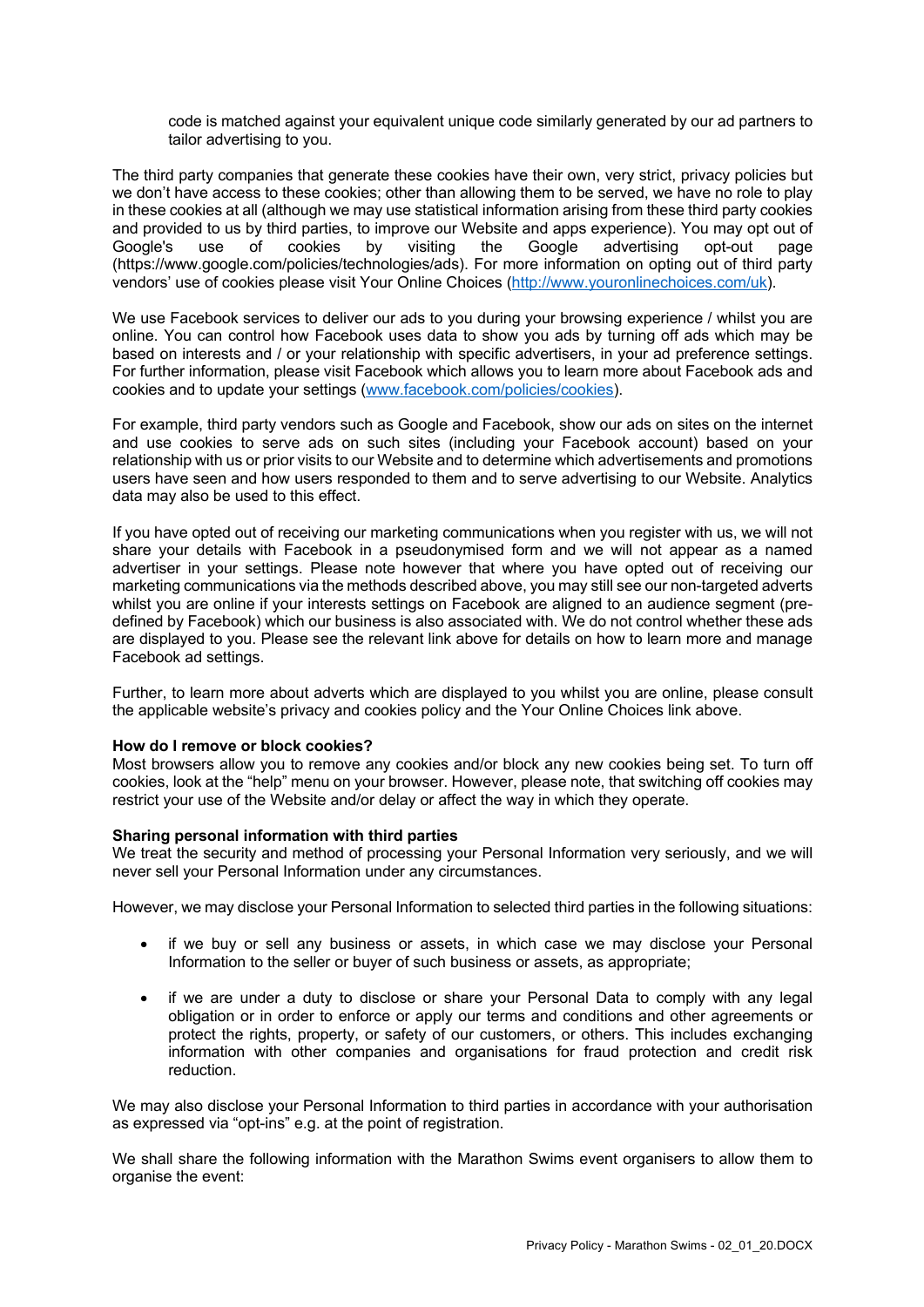code is matched against your equivalent unique code similarly generated by our ad partners to tailor advertising to you.

The third party companies that generate these cookies have their own, very strict, privacy policies but we don't have access to these cookies; other than allowing them to be served, we have no role to play in these cookies at all (although we may use statistical information arising from these third party cookies and provided to us by third parties, to improve our Website and apps experience). You may opt out of Google's use of cookies by visiting the Google advertising opt-out page (https://www.google.com/policies/technologies/ads). For more information on opting out of third party vendors' use of cookies please visit Your Online Choices (http://www.youronlinechoices.com/uk).

We use Facebook services to deliver our ads to you during your browsing experience / whilst you are online. You can control how Facebook uses data to show you ads by turning off ads which may be based on interests and / or your relationship with specific advertisers, in your ad preference settings. For further information, please visit Facebook which allows you to learn more about Facebook ads and cookies and to update your settings (www.facebook.com/policies/cookies).

For example, third party vendors such as Google and Facebook, show our ads on sites on the internet and use cookies to serve ads on such sites (including your Facebook account) based on your relationship with us or prior visits to our Website and to determine which advertisements and promotions users have seen and how users responded to them and to serve advertising to our Website. Analytics data may also be used to this effect.

If you have opted out of receiving our marketing communications when you register with us, we will not share your details with Facebook in a pseudonymised form and we will not appear as a named advertiser in your settings. Please note however that where you have opted out of receiving our marketing communications via the methods described above, you may still see our non-targeted adverts whilst you are online if your interests settings on Facebook are aligned to an audience segment (pre-defined by Facebook) which our business is also associated with. We do not control whether these ads are displayed to you. Please see the relevant link above for details on how to learn more and manage Facebook ad settings.

Further, to learn more about adverts which are displayed to you whilst you are online, please consult the applicable website's privacy and cookies policy and the Your Online Choices link above.

**How do I remove or block cookies?**
Most browsers allow you to remove any cookies and/or block any new cookies being set. To turn off cookies, look at the "help" menu on your browser. However, please note, that switching off cookies may restrict your use of the Website and/or delay or affect the way in which they operate.

**Sharing personal information with third parties**
We treat the security and method of processing your Personal Information very seriously, and we will never sell your Personal Information under any circumstances.

However, we may disclose your Personal Information to selected third parties in the following situations:

- if we buy or sell any business or assets, in which case we may disclose your Personal Information to the seller or buyer of such business or assets, as appropriate;
- if we are under a duty to disclose or share your Personal Data to comply with any legal obligation or in order to enforce or apply our terms and conditions and other agreements or protect the rights, property, or safety of our customers, or others. This includes exchanging information with other companies and organisations for fraud protection and credit risk reduction.

We may also disclose your Personal Information to third parties in accordance with your authorisation as expressed via "opt-ins" e.g. at the point of registration.

We shall share the following information with the Marathon Swims event organisers to allow them to organise the event: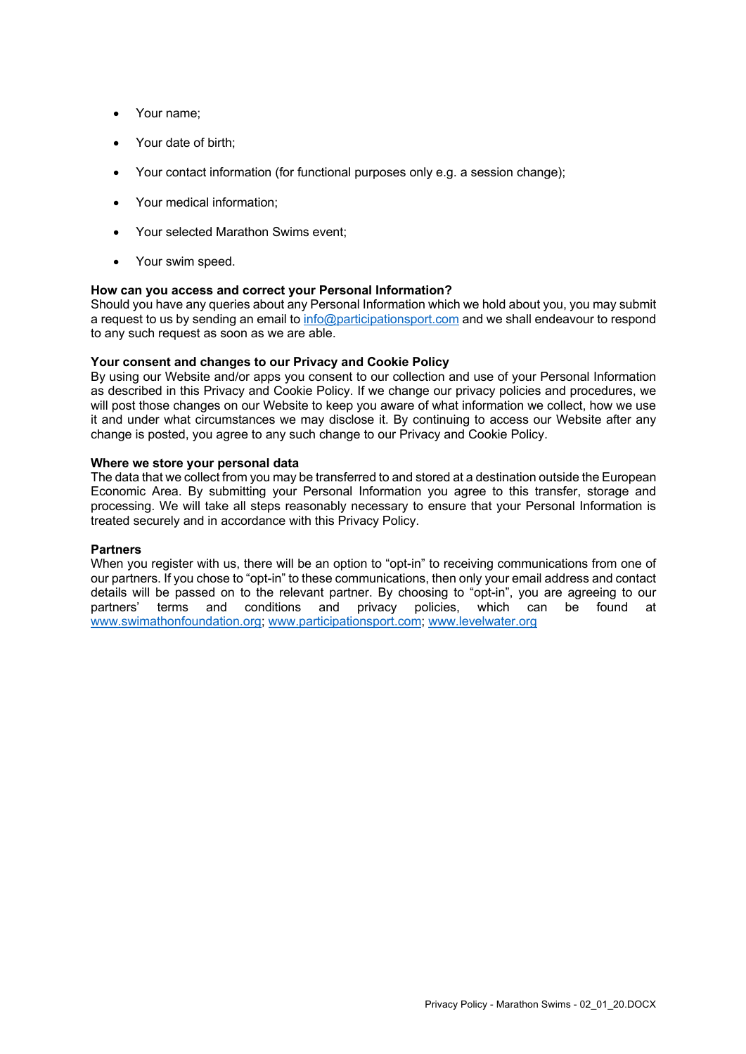- Your name;
- Your date of birth;
- Your contact information (for functional purposes only e.g. a session change);
- Your medical information;
- Your selected Marathon Swims event;
- Your swim speed.

**How can you access and correct your Personal Information?**
Should you have any queries about any Personal Information which we hold about you, you may submit a request to us by sending an email to info@participationsport.com and we shall endeavour to respond to any such request as soon as we are able.

**Your consent and changes to our Privacy and Cookie Policy**
By using our Website and/or apps you consent to our collection and use of your Personal Information as described in this Privacy and Cookie Policy. If we change our privacy policies and procedures, we will post those changes on our Website to keep you aware of what information we collect, how we use it and under what circumstances we may disclose it. By continuing to access our Website after any change is posted, you agree to any such change to our Privacy and Cookie Policy.

**Where we store your personal data**
The data that we collect from you may be transferred to and stored at a destination outside the European Economic Area. By submitting your Personal Information you agree to this transfer, storage and processing. We will take all steps reasonably necessary to ensure that your Personal Information is treated securely and in accordance with this Privacy Policy.

**Partners**
When you register with us, there will be an option to "opt-in" to receiving communications from one of our partners. If you chose to "opt-in" to these communications, then only your email address and contact details will be passed on to the relevant partner. By choosing to "opt-in", you are agreeing to our partners' terms and conditions and privacy policies, which can be found at www.swimathonfoundation.org; www.participationsport.com; www.levelwater.org

Privacy Policy - Marathon Swims - 02_01_20.DOCX